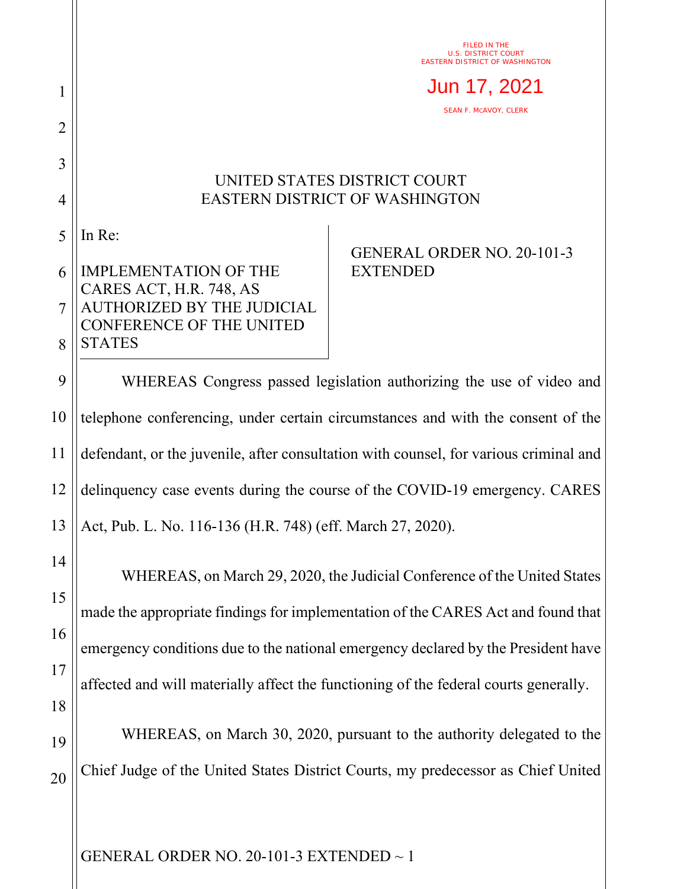FILED IN THE
U.S. DISTRICT COURT
EASTERN DISTRICT OF WASHINGTON

Jun 17, 2021

SEAN F. MCAVOY, CLERK

UNITED STATES DISTRICT COURT
EASTERN DISTRICT OF WASHINGTON

In Re:

IMPLEMENTATION OF THE CARES ACT, H.R. 748, AS AUTHORIZED BY THE JUDICIAL CONFERENCE OF THE UNITED STATES

GENERAL ORDER NO. 20-101-3 EXTENDED

WHEREAS Congress passed legislation authorizing the use of video and telephone conferencing, under certain circumstances and with the consent of the defendant, or the juvenile, after consultation with counsel, for various criminal and delinquency case events during the course of the COVID-19 emergency. CARES Act, Pub. L. No. 116-136 (H.R. 748) (eff. March 27, 2020).

WHEREAS, on March 29, 2020, the Judicial Conference of the United States made the appropriate findings for implementation of the CARES Act and found that emergency conditions due to the national emergency declared by the President have affected and will materially affect the functioning of the federal courts generally.

WHEREAS, on March 30, 2020, pursuant to the authority delegated to the Chief Judge of the United States District Courts, my predecessor as Chief United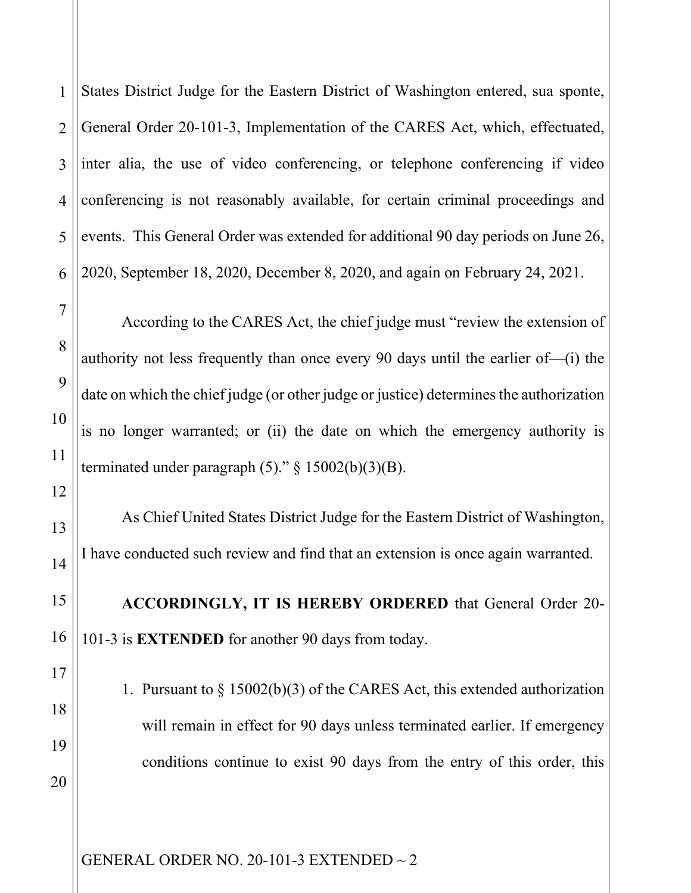States District Judge for the Eastern District of Washington entered, sua sponte, General Order 20-101-3, Implementation of the CARES Act, which, effectuated, inter alia, the use of video conferencing, or telephone conferencing if video conferencing is not reasonably available, for certain criminal proceedings and events. This General Order was extended for additional 90 day periods on June 26, 2020, September 18, 2020, December 8, 2020, and again on February 24, 2021.

According to the CARES Act, the chief judge must "review the extension of authority not less frequently than once every 90 days until the earlier of—(i) the date on which the chief judge (or other judge or justice) determines the authorization is no longer warranted; or (ii) the date on which the emergency authority is terminated under paragraph (5)." § 15002(b)(3)(B).

As Chief United States District Judge for the Eastern District of Washington, I have conducted such review and find that an extension is once again warranted.

**ACCORDINGLY, IT IS HEREBY ORDERED** that General Order 20-101-3 is **EXTENDED** for another 90 days from today.

1. Pursuant to § 15002(b)(3) of the CARES Act, this extended authorization will remain in effect for 90 days unless terminated earlier. If emergency conditions continue to exist 90 days from the entry of this order, this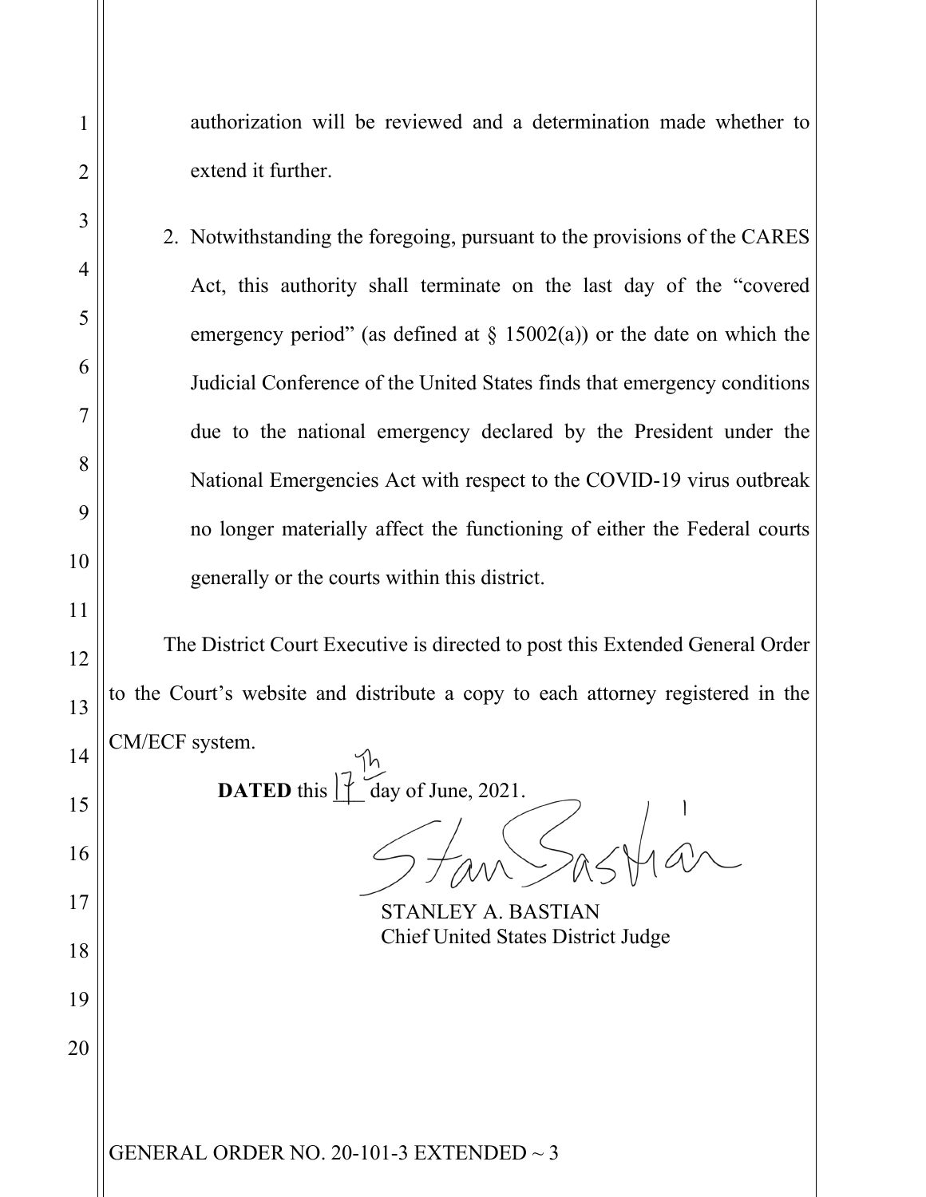authorization will be reviewed and a determination made whether to extend it further.

2. Notwithstanding the foregoing, pursuant to the provisions of the CARES Act, this authority shall terminate on the last day of the "covered emergency period" (as defined at § 15002(a)) or the date on which the Judicial Conference of the United States finds that emergency conditions due to the national emergency declared by the President under the National Emergencies Act with respect to the COVID-19 virus outbreak no longer materially affect the functioning of either the Federal courts generally or the courts within this district.

The District Court Executive is directed to post this Extended General Order to the Court's website and distribute a copy to each attorney registered in the CM/ECF system.

**DATED** this 17th day of June, 2021.

STANLEY A. BASTIAN
Chief United States District Judge

GENERAL ORDER NO. 20-101-3 EXTENDED ~ 3